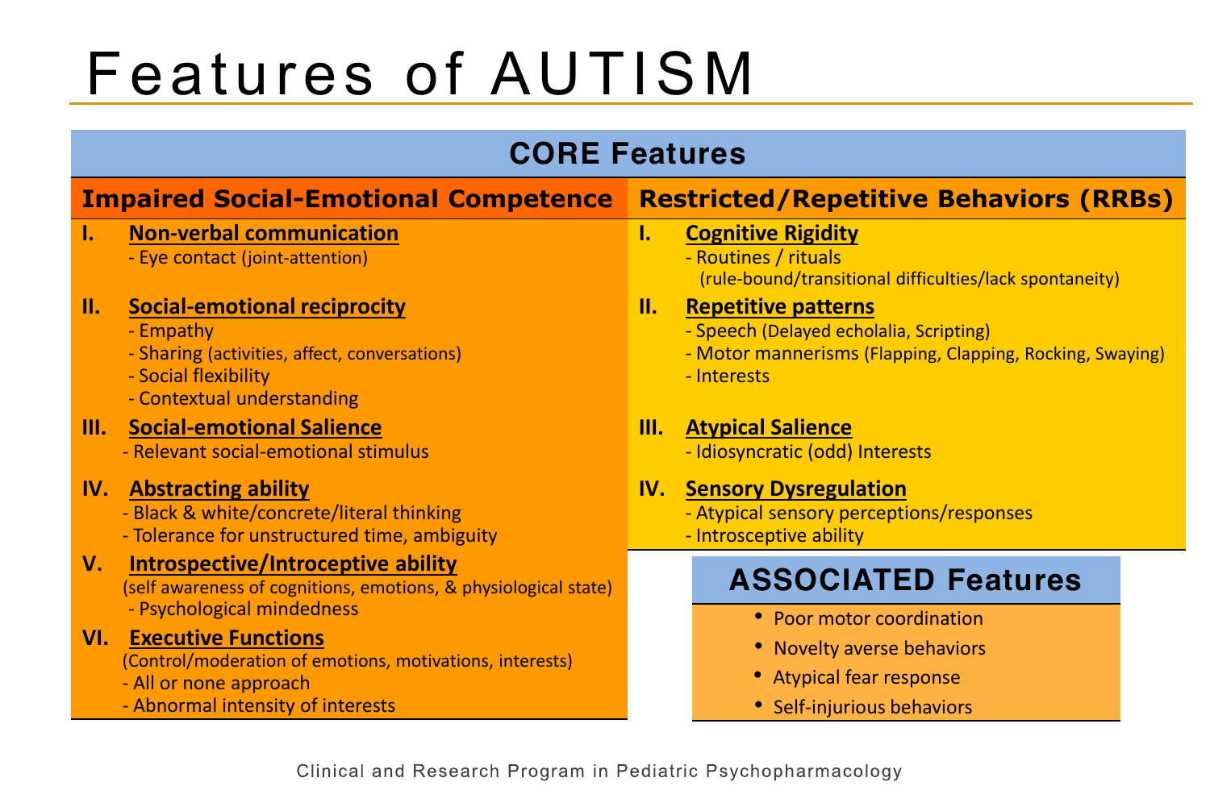# Features of AUTISM

## CORE Features

### Impaired Social-Emotional Competence

**I. Non-verbal communication**
- Eye contact (joint-attention)

**II. Social-emotional reciprocity**
- Empathy
- Sharing (activities, affect, conversations)
- Social flexibility
- Contextual understanding

**III. Social-emotional Salience**
- Relevant social-emotional stimulus

**IV. Abstracting ability**
- Black & white/concrete/literal thinking
- Tolerance for unstructured time, ambiguity

**V. Introspective/Introceptive ability**
(self awareness of cognitions, emotions, & physiological state)
- Psychological mindedness

**VI. Executive Functions**
(Control/moderation of emotions, motivations, interests)
- All or none approach
- Abnormal intensity of interests

### Restricted/Repetitive Behaviors (RRBs)

**I. Cognitive Rigidity**
- Routines / rituals
  (rule-bound/transitional difficulties/lack spontaneity)

**II. Repetitive patterns**
- Speech (Delayed echolalia, Scripting)
- Motor mannerisms (Flapping, Clapping, Rocking, Swaying)
- Interests

**III. Atypical Salience**
- Idiosyncratic (odd) Interests

**IV. Sensory Dysregulation**
- Atypical sensory perceptions/responses
- Introsceptive ability

## ASSOCIATED Features

- Poor motor coordination
- Novelty averse behaviors
- Atypical fear response
- Self-injurious behaviors

Clinical and Research Program in Pediatric Psychopharmacology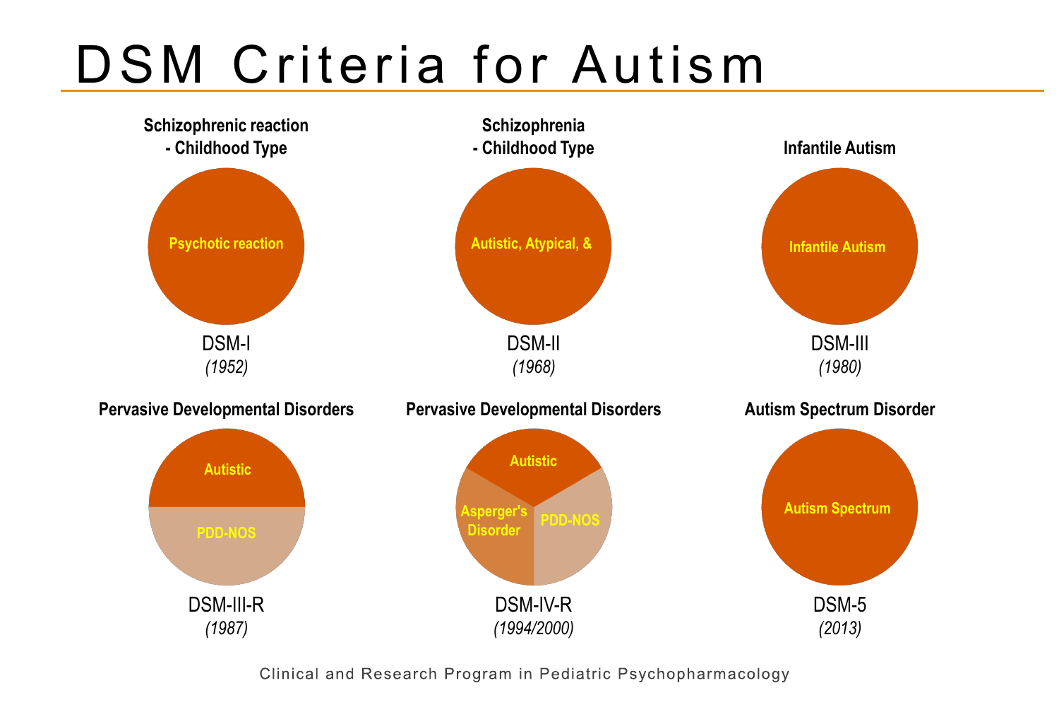# DSM Criteria for Autism

**Schizophrenic reaction - Childhood Type**

Psychotic reaction

DSM-I
*(1952)*

**Schizophrenia - Childhood Type**

Autistic, Atypical, &

DSM-II
*(1968)*

**Infantile Autism**

Infantile Autism

DSM-III
*(1980)*

**Pervasive Developmental Disorders**

Autistic

PDD-NOS

DSM-III-R
*(1987)*

**Pervasive Developmental Disorders**

Autistic

Asperger's Disorder

PDD-NOS

DSM-IV-R
*(1994/2000)*

**Autism Spectrum Disorder**

Autism Spectrum

DSM-5
*(2013)*

Clinical and Research Program in Pediatric Psychopharmacology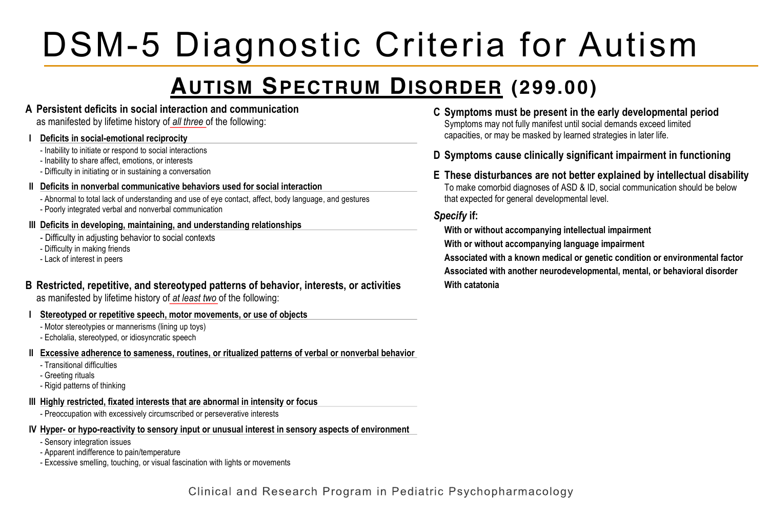# DSM-5 Diagnostic Criteria for Autism

## Autism Spectrum Disorder (299.00)

**A Persistent deficits in social interaction and communication**
as manifested by lifetime history of *all three* of the following:

**I Deficits in social-emotional reciprocity**
- Inability to initiate or respond to social interactions
- Inability to share affect, emotions, or interests
- Difficulty in initiating or in sustaining a conversation

**II Deficits in nonverbal communicative behaviors used for social interaction**
- Abnormal to total lack of understanding and use of eye contact, affect, body language, and gestures
- Poorly integrated verbal and nonverbal communication

**III Deficits in developing, maintaining, and understanding relationships**
- Difficulty in adjusting behavior to social contexts
- Difficulty in making friends
- Lack of interest in peers

**B Restricted, repetitive, and stereotyped patterns of behavior, interests, or activities**
as manifested by lifetime history of *at least two* of the following:

**I Stereotyped or repetitive speech, motor movements, or use of objects**
- Motor stereotypies or mannerisms (lining up toys)
- Echolalia, stereotyped, or idiosyncratic speech

**II Excessive adherence to sameness, routines, or ritualized patterns of verbal or nonverbal behavior**
- Transitional difficulties
- Greeting rituals
- Rigid patterns of thinking

**III Highly restricted, fixated interests that are abnormal in intensity or focus**
- Preoccupation with excessively circumscribed or perseverative interests

**IV Hyper- or hypo-reactivity to sensory input or unusual interest in sensory aspects of environment**
- Sensory integration issues
- Apparent indifference to pain/temperature
- Excessive smelling, touching, or visual fascination with lights or movements

**C Symptoms must be present in the early developmental period**
Symptoms may not fully manifest until social demands exceed limited capacities, or may be masked by learned strategies in later life.

**D Symptoms cause clinically significant impairment in functioning**

**E These disturbances are not better explained by intellectual disability**
To make comorbid diagnoses of ASD & ID, social communication should be below that expected for general developmental level.

***Specify* if:**

**With or without accompanying intellectual impairment**
**With or without accompanying language impairment**
**Associated with a known medical or genetic condition or environmental factor**
**Associated with another neurodevelopmental, mental, or behavioral disorder**
**With catatonia**

Clinical and Research Program in Pediatric Psychopharmacology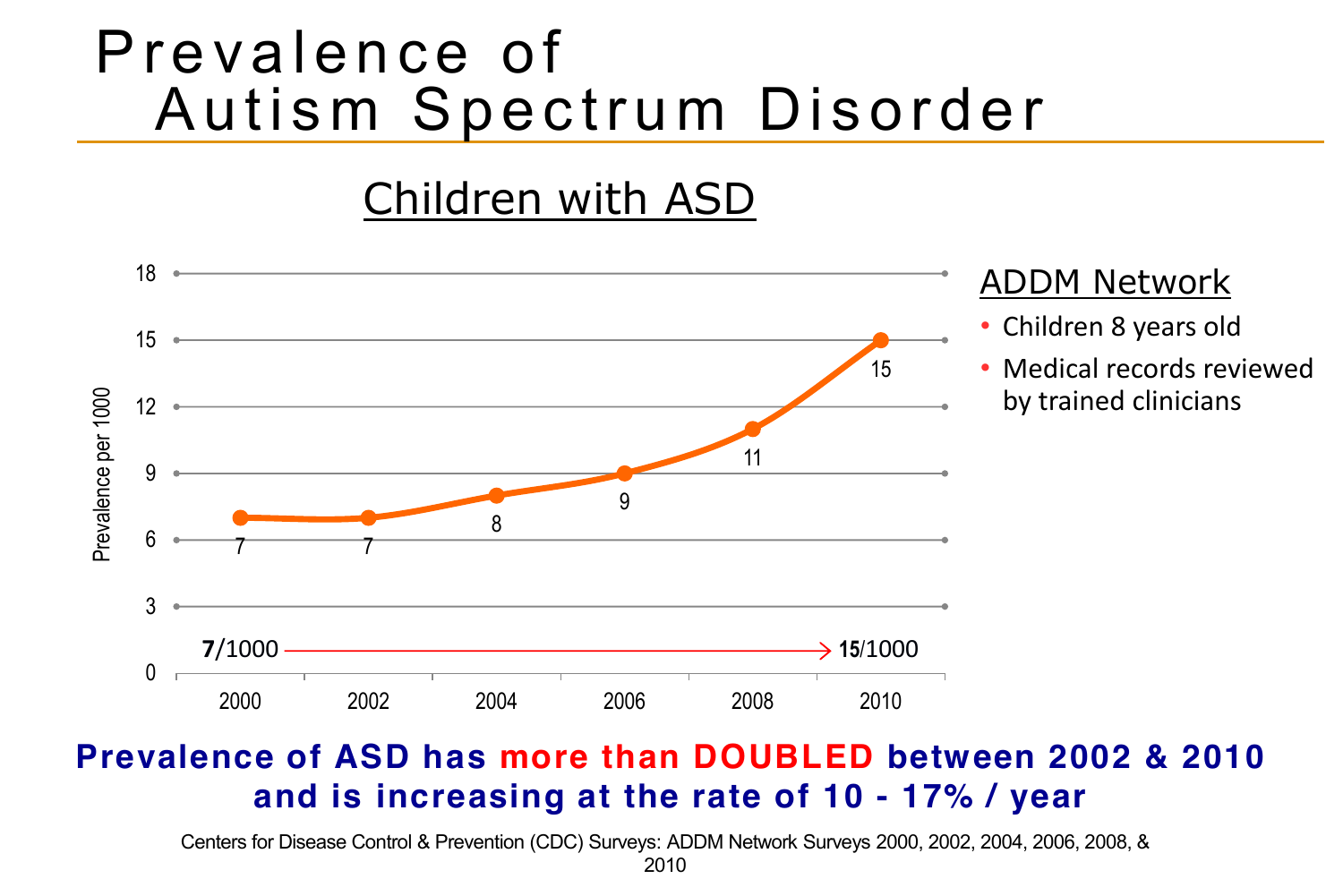# Prevalence of Autism Spectrum Disorder

## Children with ASD

| Year | Prevalence per 1000 |
|---|---|
| 2000 | 7 |
| 2002 | 7 |
| 2004 | 8 |
| 2006 | 9 |
| 2008 | 11 |
| 2010 | 15 |

**7**/1000 → **15**/1000

### ADDM Network

- Children 8 years old
- Medical records reviewed by trained clinicians

**Prevalence of ASD has more than DOUBLED between 2002 & 2010 and is increasing at the rate of 10 - 17% / year**

Centers for Disease Control & Prevention (CDC) Surveys: ADDM Network Surveys 2000, 2002, 2004, 2006, 2008, & 2010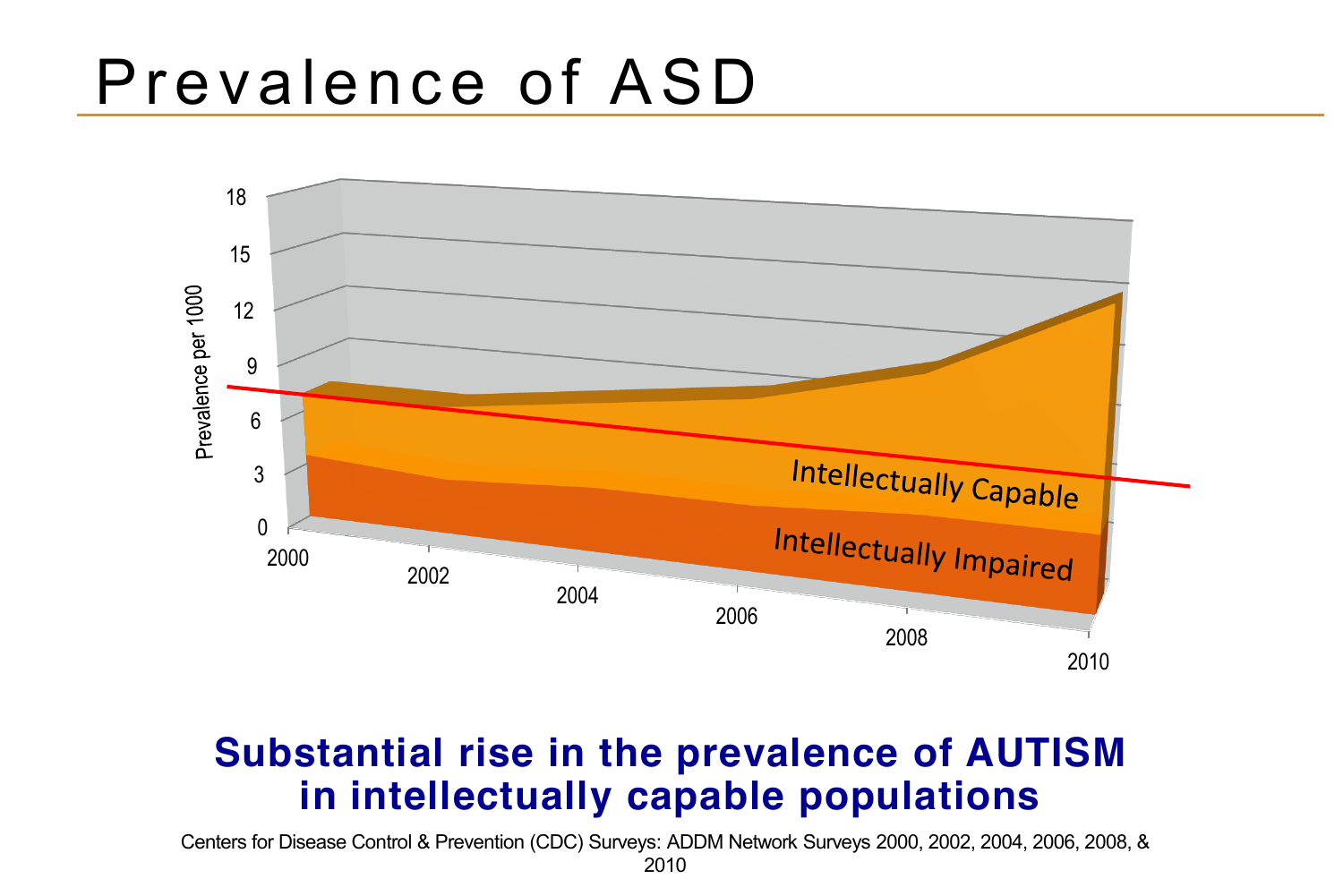# Prevalence of ASD

**Substantial rise in the prevalence of AUTISM in intellectually capable populations**

Centers for Disease Control & Prevention (CDC) Surveys: ADDM Network Surveys 2000, 2002, 2004, 2006, 2008, & 2010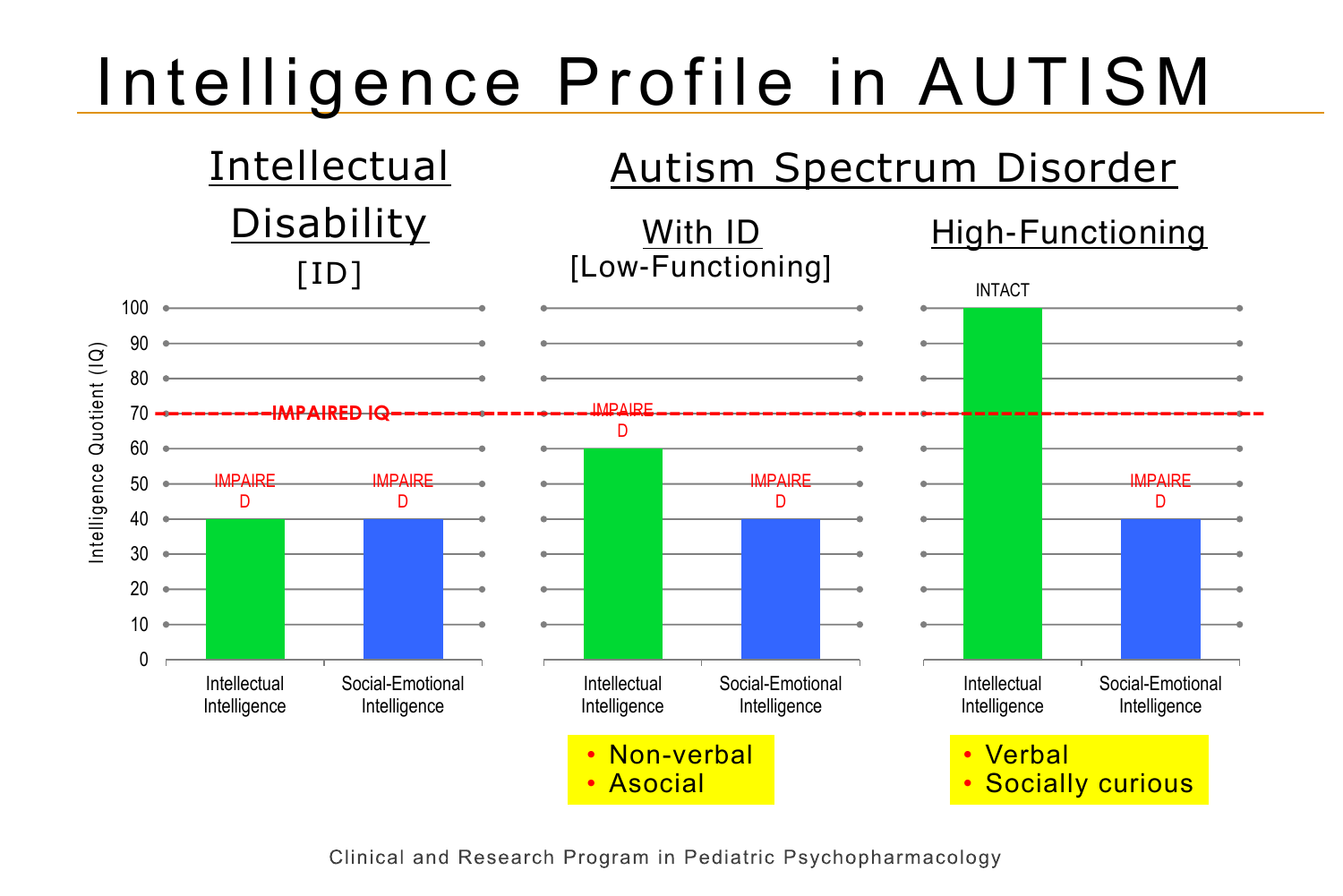# Intelligence Profile in AUTISM

## Intellectual Disability [ID]

## Autism Spectrum Disorder

### With ID [Low-Functioning]

### High-Functioning

| | Intellectual Intelligence | Social-Emotional Intelligence |
|---|---|---|
| Intellectual Disability [ID] | 40 (IMPAIRED) | 40 (IMPAIRED) |
| ASD With ID [Low-Functioning] | 60 (IMPAIRED) | 40 (IMPAIRED) |
| ASD High-Functioning | 100 (INTACT) | 40 (IMPAIRED) |

Intelligence Quotient (IQ) — IMPAIRED IQ threshold: 70

**With ID [Low-Functioning]:**
- Non-verbal
- Asocial

**High-Functioning:**
- Verbal
- Socially curious

Clinical and Research Program in Pediatric Psychopharmacology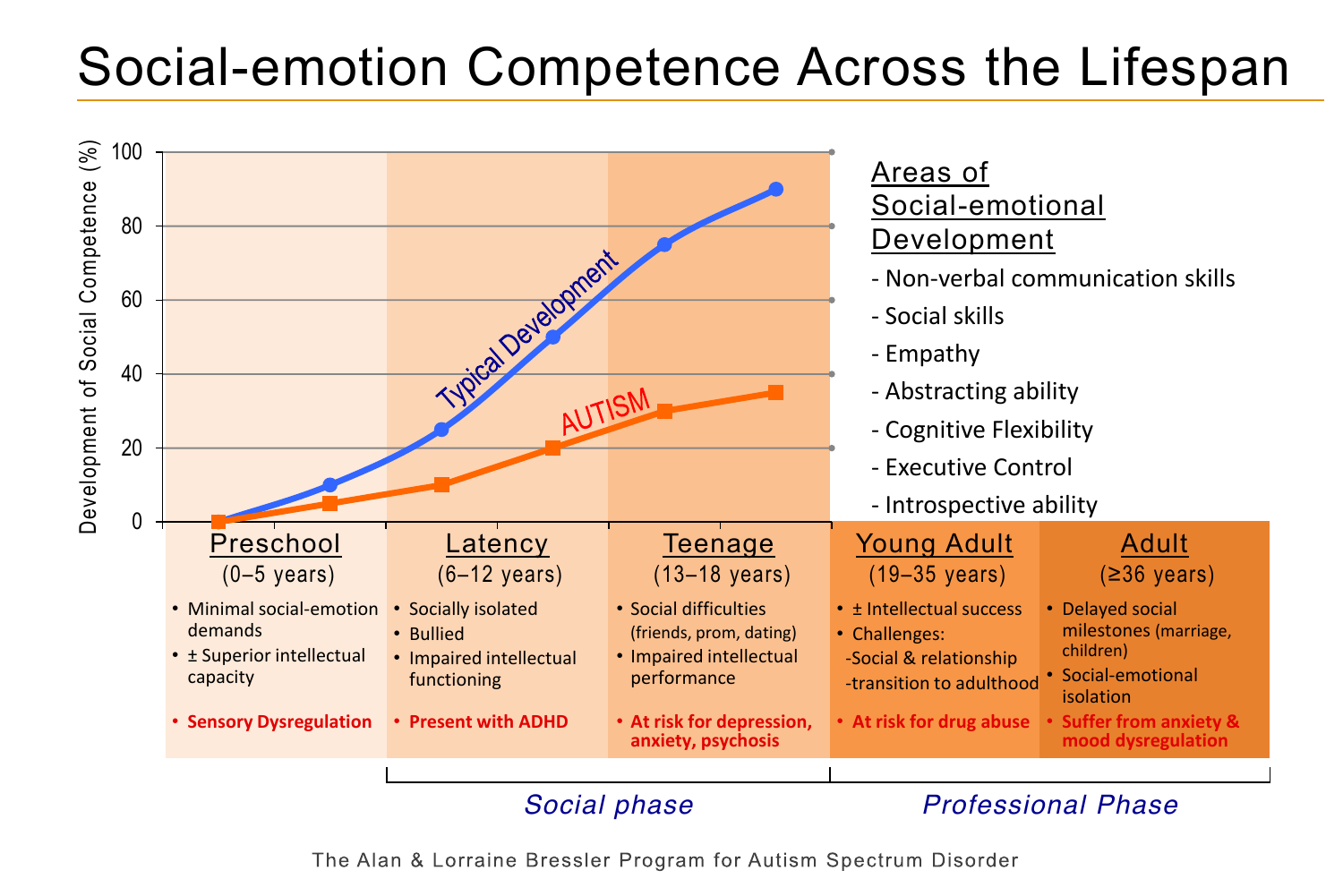# Social-emotion Competence Across the Lifespan

Development of Social Competence (%)

100
80
60
40
20
0

Typical Development

AUTISM

## Areas of Social-emotional Development

- Non-verbal communication skills
- Social skills
- Empathy
- Abstracting ability
- Cognitive Flexibility
- Executive Control
- Introspective ability

### Preschool
(0–5 years)

- Minimal social-emotion demands
- ± Superior intellectual capacity
- **Sensory Dysregulation**

### Latency
(6–12 years)

- Socially isolated
- Bullied
- Impaired intellectual functioning
- **Present with ADHD**

### Teenage
(13–18 years)

- Social difficulties (friends, prom, dating)
- Impaired intellectual performance
- **At risk for depression, anxiety, psychosis**

### Young Adult
(19–35 years)

- ± Intellectual success
- Challenges:
  - -Social & relationship
  - -transition to adulthood
- **At risk for drug abuse**

### Adult
(≥36 years)

- Delayed social milestones (marriage, children)
- Social-emotional isolation
- **Suffer from anxiety & mood dysregulation**

*Social phase*

*Professional Phase*

The Alan & Lorraine Bressler Program for Autism Spectrum Disorder